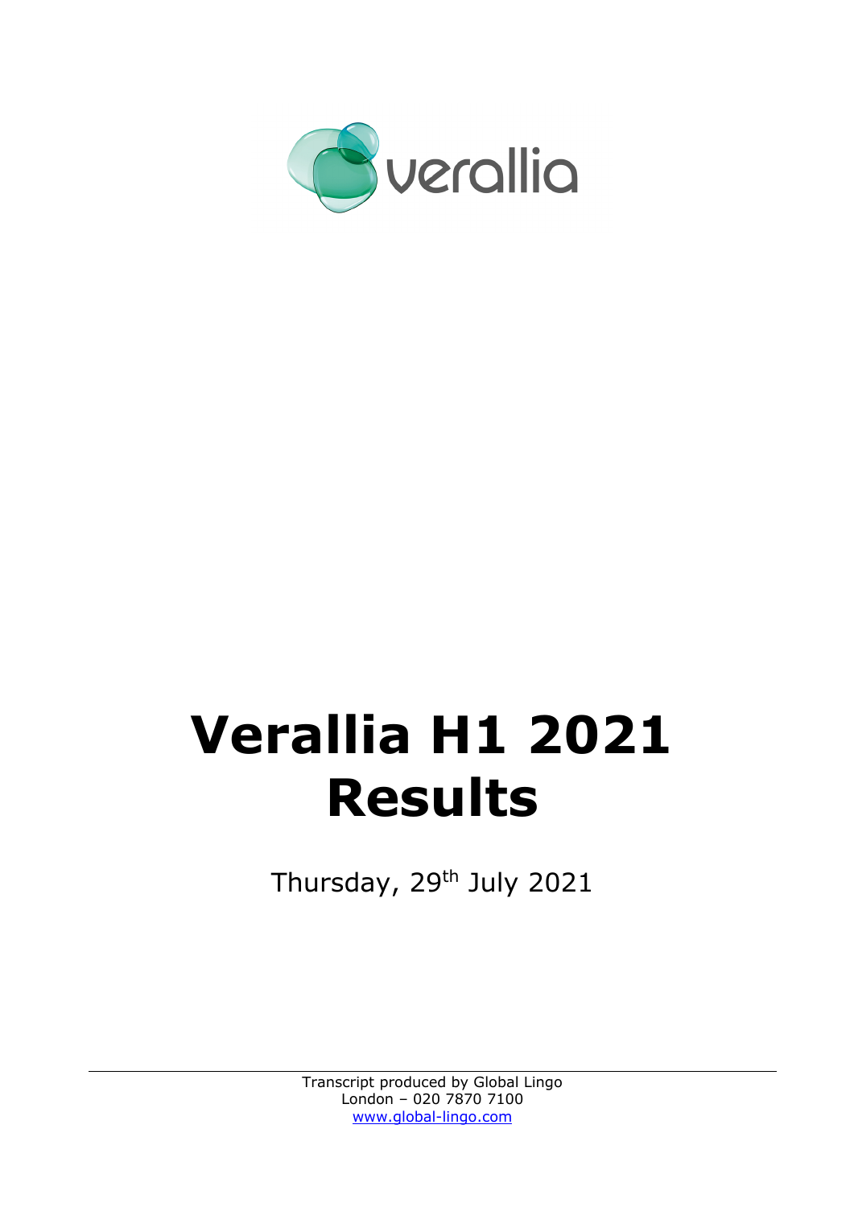verallia

# Verallia H1 2021 Results

Thursday, 29th July 2021

Transcript produced by Global Lingo
London – 020 7870 7100
www.global-lingo.com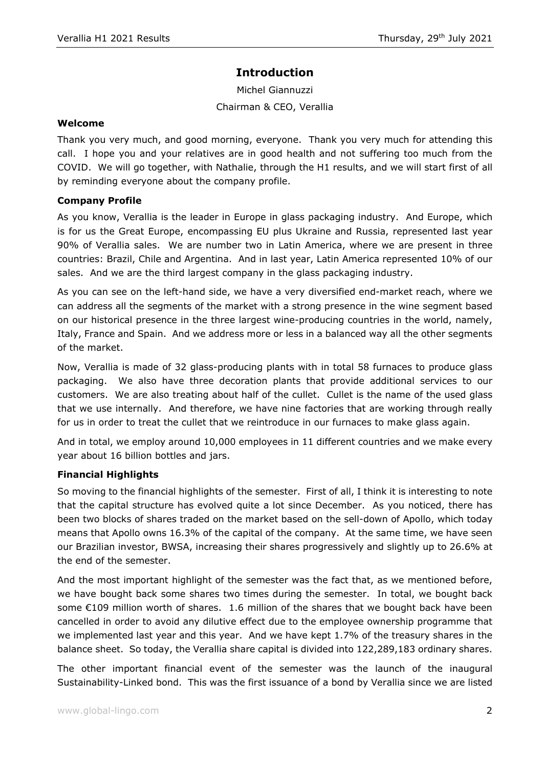# Introduction

Michel Giannuzzi

Chairman & CEO, Verallia

### Welcome

Thank you very much, and good morning, everyone. Thank you very much for attending this call. I hope you and your relatives are in good health and not suffering too much from the COVID. We will go together, with Nathalie, through the H1 results, and we will start first of all by reminding everyone about the company profile.

### Company Profile

As you know, Verallia is the leader in Europe in glass packaging industry. And Europe, which is for us the Great Europe, encompassing EU plus Ukraine and Russia, represented last year 90% of Verallia sales. We are number two in Latin America, where we are present in three countries: Brazil, Chile and Argentina. And in last year, Latin America represented 10% of our sales. And we are the third largest company in the glass packaging industry.

As you can see on the left-hand side, we have a very diversified end-market reach, where we can address all the segments of the market with a strong presence in the wine segment based on our historical presence in the three largest wine-producing countries in the world, namely, Italy, France and Spain. And we address more or less in a balanced way all the other segments of the market.

Now, Verallia is made of 32 glass-producing plants with in total 58 furnaces to produce glass packaging. We also have three decoration plants that provide additional services to our customers. We are also treating about half of the cullet. Cullet is the name of the used glass that we use internally. And therefore, we have nine factories that are working through really for us in order to treat the cullet that we reintroduce in our furnaces to make glass again.

And in total, we employ around 10,000 employees in 11 different countries and we make every year about 16 billion bottles and jars.

### Financial Highlights

So moving to the financial highlights of the semester. First of all, I think it is interesting to note that the capital structure has evolved quite a lot since December. As you noticed, there has been two blocks of shares traded on the market based on the sell-down of Apollo, which today means that Apollo owns 16.3% of the capital of the company. At the same time, we have seen our Brazilian investor, BWSA, increasing their shares progressively and slightly up to 26.6% at the end of the semester.

And the most important highlight of the semester was the fact that, as we mentioned before, we have bought back some shares two times during the semester. In total, we bought back some €109 million worth of shares. 1.6 million of the shares that we bought back have been cancelled in order to avoid any dilutive effect due to the employee ownership programme that we implemented last year and this year. And we have kept 1.7% of the treasury shares in the balance sheet. So today, the Verallia share capital is divided into 122,289,183 ordinary shares.

The other important financial event of the semester was the launch of the inaugural Sustainability-Linked bond. This was the first issuance of a bond by Verallia since we are listed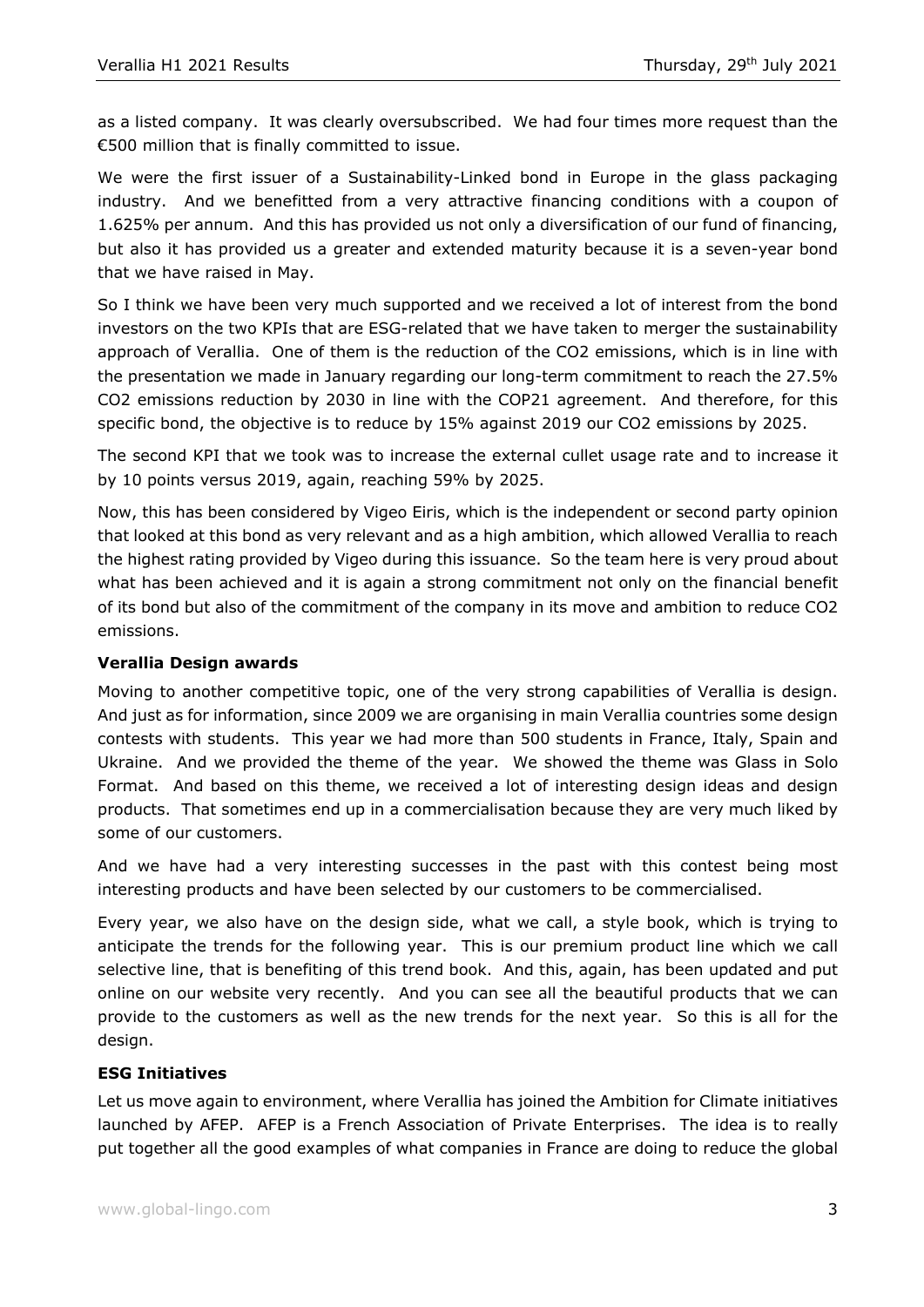as a listed company. It was clearly oversubscribed. We had four times more request than the €500 million that is finally committed to issue.

We were the first issuer of a Sustainability-Linked bond in Europe in the glass packaging industry. And we benefitted from a very attractive financing conditions with a coupon of 1.625% per annum. And this has provided us not only a diversification of our fund of financing, but also it has provided us a greater and extended maturity because it is a seven-year bond that we have raised in May.

So I think we have been very much supported and we received a lot of interest from the bond investors on the two KPIs that are ESG-related that we have taken to merger the sustainability approach of Verallia. One of them is the reduction of the $CO_2$ emissions, which is in line with the presentation we made in January regarding our long-term commitment to reach the 27.5% $CO_2$ emissions reduction by 2030 in line with the COP21 agreement. And therefore, for this specific bond, the objective is to reduce by 15% against 2019 our $CO_2$ emissions by 2025.

The second KPI that we took was to increase the external cullet usage rate and to increase it by 10 points versus 2019, again, reaching 59% by 2025.

Now, this has been considered by Vigeo Eiris, which is the independent or second party opinion that looked at this bond as very relevant and as a high ambition, which allowed Verallia to reach the highest rating provided by Vigeo during this issuance. So the team here is very proud about what has been achieved and it is again a strong commitment not only on the financial benefit of its bond but also of the commitment of the company in its move and ambition to reduce $CO_2$ emissions.

### Verallia Design awards

Moving to another competitive topic, one of the very strong capabilities of Verallia is design. And just as for information, since 2009 we are organising in main Verallia countries some design contests with students. This year we had more than 500 students in France, Italy, Spain and Ukraine. And we provided the theme of the year. We showed the theme was Glass in Solo Format. And based on this theme, we received a lot of interesting design ideas and design products. That sometimes end up in a commercialisation because they are very much liked by some of our customers.

And we have had a very interesting successes in the past with this contest being most interesting products and have been selected by our customers to be commercialised.

Every year, we also have on the design side, what we call, a style book, which is trying to anticipate the trends for the following year. This is our premium product line which we call selective line, that is benefiting of this trend book. And this, again, has been updated and put online on our website very recently. And you can see all the beautiful products that we can provide to the customers as well as the new trends for the next year. So this is all for the design.

### ESG Initiatives

Let us move again to environment, where Verallia has joined the Ambition for Climate initiatives launched by AFEP. AFEP is a French Association of Private Enterprises. The idea is to really put together all the good examples of what companies in France are doing to reduce the global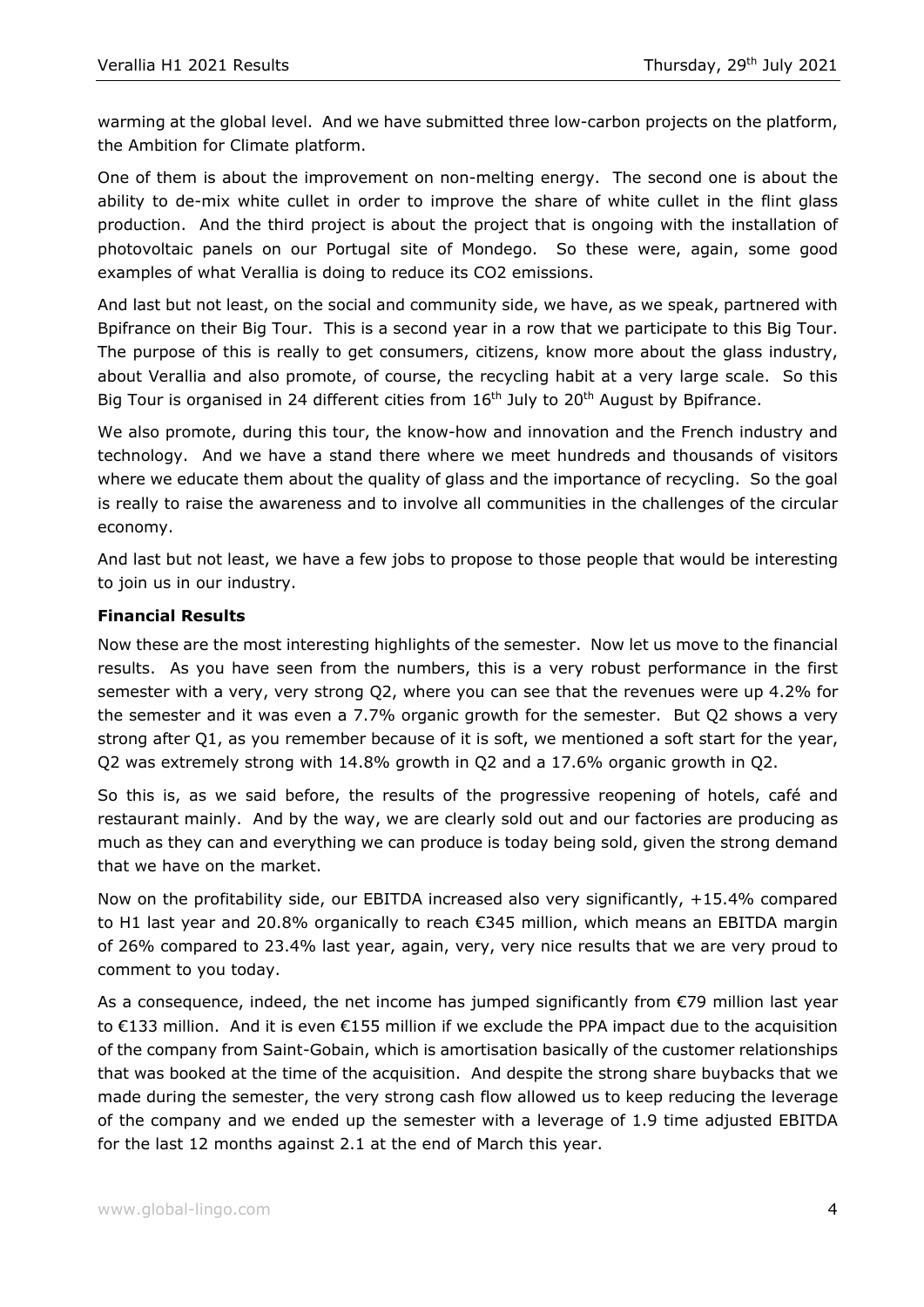warming at the global level. And we have submitted three low-carbon projects on the platform, the Ambition for Climate platform.

One of them is about the improvement on non-melting energy. The second one is about the ability to de-mix white cullet in order to improve the share of white cullet in the flint glass production. And the third project is about the project that is ongoing with the installation of photovoltaic panels on our Portugal site of Mondego. So these were, again, some good examples of what Verallia is doing to reduce its CO2 emissions.

And last but not least, on the social and community side, we have, as we speak, partnered with Bpifrance on their Big Tour. This is a second year in a row that we participate to this Big Tour. The purpose of this is really to get consumers, citizens, know more about the glass industry, about Verallia and also promote, of course, the recycling habit at a very large scale. So this Big Tour is organised in 24 different cities from 16th July to 20th August by Bpifrance.

We also promote, during this tour, the know-how and innovation and the French industry and technology. And we have a stand there where we meet hundreds and thousands of visitors where we educate them about the quality of glass and the importance of recycling. So the goal is really to raise the awareness and to involve all communities in the challenges of the circular economy.

And last but not least, we have a few jobs to propose to those people that would be interesting to join us in our industry.

**Financial Results**

Now these are the most interesting highlights of the semester. Now let us move to the financial results. As you have seen from the numbers, this is a very robust performance in the first semester with a very, very strong Q2, where you can see that the revenues were up 4.2% for the semester and it was even a 7.7% organic growth for the semester. But Q2 shows a very strong after Q1, as you remember because of it is soft, we mentioned a soft start for the year, Q2 was extremely strong with 14.8% growth in Q2 and a 17.6% organic growth in Q2.

So this is, as we said before, the results of the progressive reopening of hotels, café and restaurant mainly. And by the way, we are clearly sold out and our factories are producing as much as they can and everything we can produce is today being sold, given the strong demand that we have on the market.

Now on the profitability side, our EBITDA increased also very significantly, +15.4% compared to H1 last year and 20.8% organically to reach €345 million, which means an EBITDA margin of 26% compared to 23.4% last year, again, very, very nice results that we are very proud to comment to you today.

As a consequence, indeed, the net income has jumped significantly from €79 million last year to €133 million. And it is even €155 million if we exclude the PPA impact due to the acquisition of the company from Saint-Gobain, which is amortisation basically of the customer relationships that was booked at the time of the acquisition. And despite the strong share buybacks that we made during the semester, the very strong cash flow allowed us to keep reducing the leverage of the company and we ended up the semester with a leverage of 1.9 time adjusted EBITDA for the last 12 months against 2.1 at the end of March this year.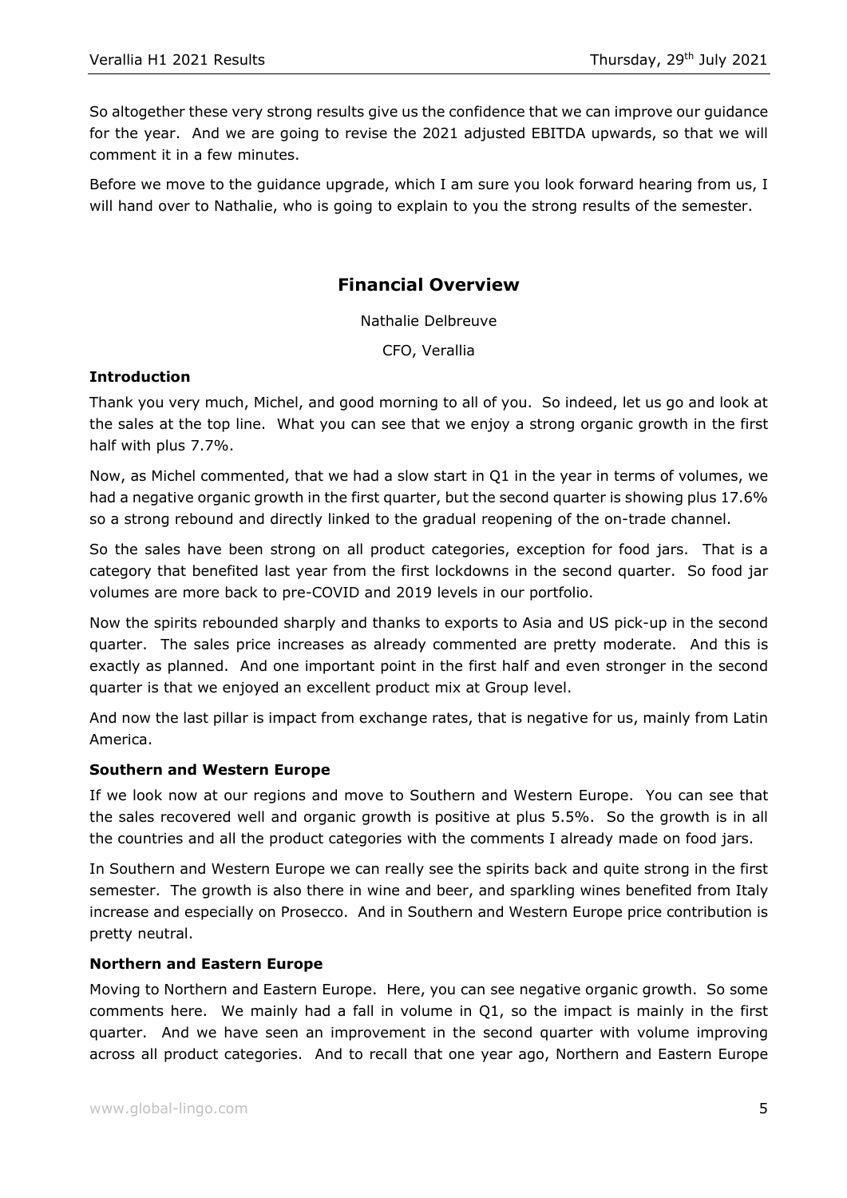So altogether these very strong results give us the confidence that we can improve our guidance for the year. And we are going to revise the 2021 adjusted EBITDA upwards, so that we will comment it in a few minutes.

Before we move to the guidance upgrade, which I am sure you look forward hearing from us, I will hand over to Nathalie, who is going to explain to you the strong results of the semester.

## Financial Overview

Nathalie Delbreuve

CFO, Verallia

### Introduction

Thank you very much, Michel, and good morning to all of you. So indeed, let us go and look at the sales at the top line. What you can see that we enjoy a strong organic growth in the first half with plus 7.7%.

Now, as Michel commented, that we had a slow start in Q1 in the year in terms of volumes, we had a negative organic growth in the first quarter, but the second quarter is showing plus 17.6% so a strong rebound and directly linked to the gradual reopening of the on-trade channel.

So the sales have been strong on all product categories, exception for food jars. That is a category that benefited last year from the first lockdowns in the second quarter. So food jar volumes are more back to pre-COVID and 2019 levels in our portfolio.

Now the spirits rebounded sharply and thanks to exports to Asia and US pick-up in the second quarter. The sales price increases as already commented are pretty moderate. And this is exactly as planned. And one important point in the first half and even stronger in the second quarter is that we enjoyed an excellent product mix at Group level.

And now the last pillar is impact from exchange rates, that is negative for us, mainly from Latin America.

### Southern and Western Europe

If we look now at our regions and move to Southern and Western Europe. You can see that the sales recovered well and organic growth is positive at plus 5.5%. So the growth is in all the countries and all the product categories with the comments I already made on food jars.

In Southern and Western Europe we can really see the spirits back and quite strong in the first semester. The growth is also there in wine and beer, and sparkling wines benefited from Italy increase and especially on Prosecco. And in Southern and Western Europe price contribution is pretty neutral.

### Northern and Eastern Europe

Moving to Northern and Eastern Europe. Here, you can see negative organic growth. So some comments here. We mainly had a fall in volume in Q1, so the impact is mainly in the first quarter. And we have seen an improvement in the second quarter with volume improving across all product categories. And to recall that one year ago, Northern and Eastern Europe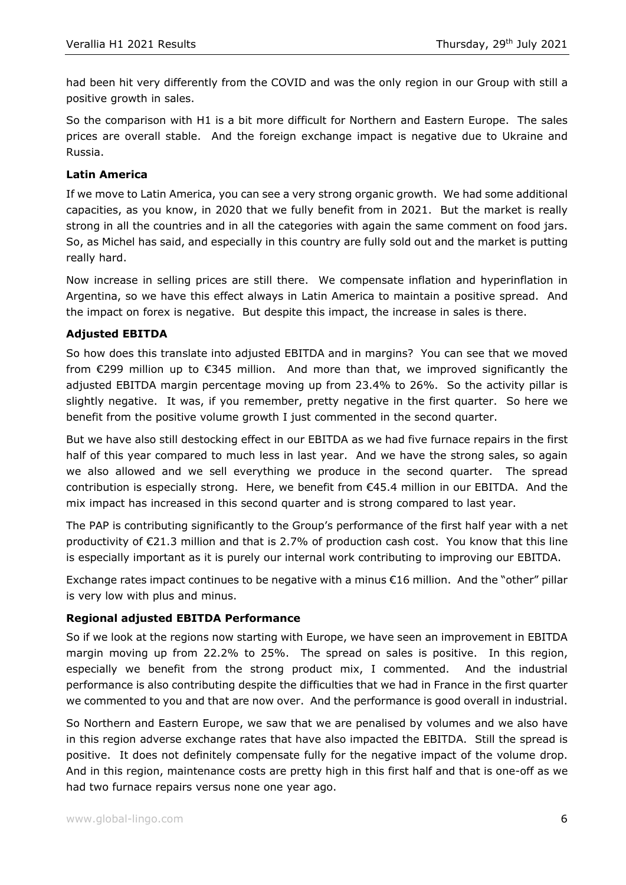had been hit very differently from the COVID and was the only region in our Group with still a positive growth in sales.

So the comparison with H1 is a bit more difficult for Northern and Eastern Europe. The sales prices are overall stable. And the foreign exchange impact is negative due to Ukraine and Russia.

**Latin America**

If we move to Latin America, you can see a very strong organic growth. We had some additional capacities, as you know, in 2020 that we fully benefit from in 2021. But the market is really strong in all the countries and in all the categories with again the same comment on food jars. So, as Michel has said, and especially in this country are fully sold out and the market is putting really hard.

Now increase in selling prices are still there. We compensate inflation and hyperinflation in Argentina, so we have this effect always in Latin America to maintain a positive spread. And the impact on forex is negative. But despite this impact, the increase in sales is there.

**Adjusted EBITDA**

So how does this translate into adjusted EBITDA and in margins? You can see that we moved from €299 million up to €345 million. And more than that, we improved significantly the adjusted EBITDA margin percentage moving up from 23.4% to 26%. So the activity pillar is slightly negative. It was, if you remember, pretty negative in the first quarter. So here we benefit from the positive volume growth I just commented in the second quarter.

But we have also still destocking effect in our EBITDA as we had five furnace repairs in the first half of this year compared to much less in last year. And we have the strong sales, so again we also allowed and we sell everything we produce in the second quarter. The spread contribution is especially strong. Here, we benefit from €45.4 million in our EBITDA. And the mix impact has increased in this second quarter and is strong compared to last year.

The PAP is contributing significantly to the Group's performance of the first half year with a net productivity of €21.3 million and that is 2.7% of production cash cost. You know that this line is especially important as it is purely our internal work contributing to improving our EBITDA.

Exchange rates impact continues to be negative with a minus €16 million. And the "other" pillar is very low with plus and minus.

**Regional adjusted EBITDA Performance**

So if we look at the regions now starting with Europe, we have seen an improvement in EBITDA margin moving up from 22.2% to 25%. The spread on sales is positive. In this region, especially we benefit from the strong product mix, I commented. And the industrial performance is also contributing despite the difficulties that we had in France in the first quarter we commented to you and that are now over. And the performance is good overall in industrial.

So Northern and Eastern Europe, we saw that we are penalised by volumes and we also have in this region adverse exchange rates that have also impacted the EBITDA. Still the spread is positive. It does not definitely compensate fully for the negative impact of the volume drop. And in this region, maintenance costs are pretty high in this first half and that is one-off as we had two furnace repairs versus none one year ago.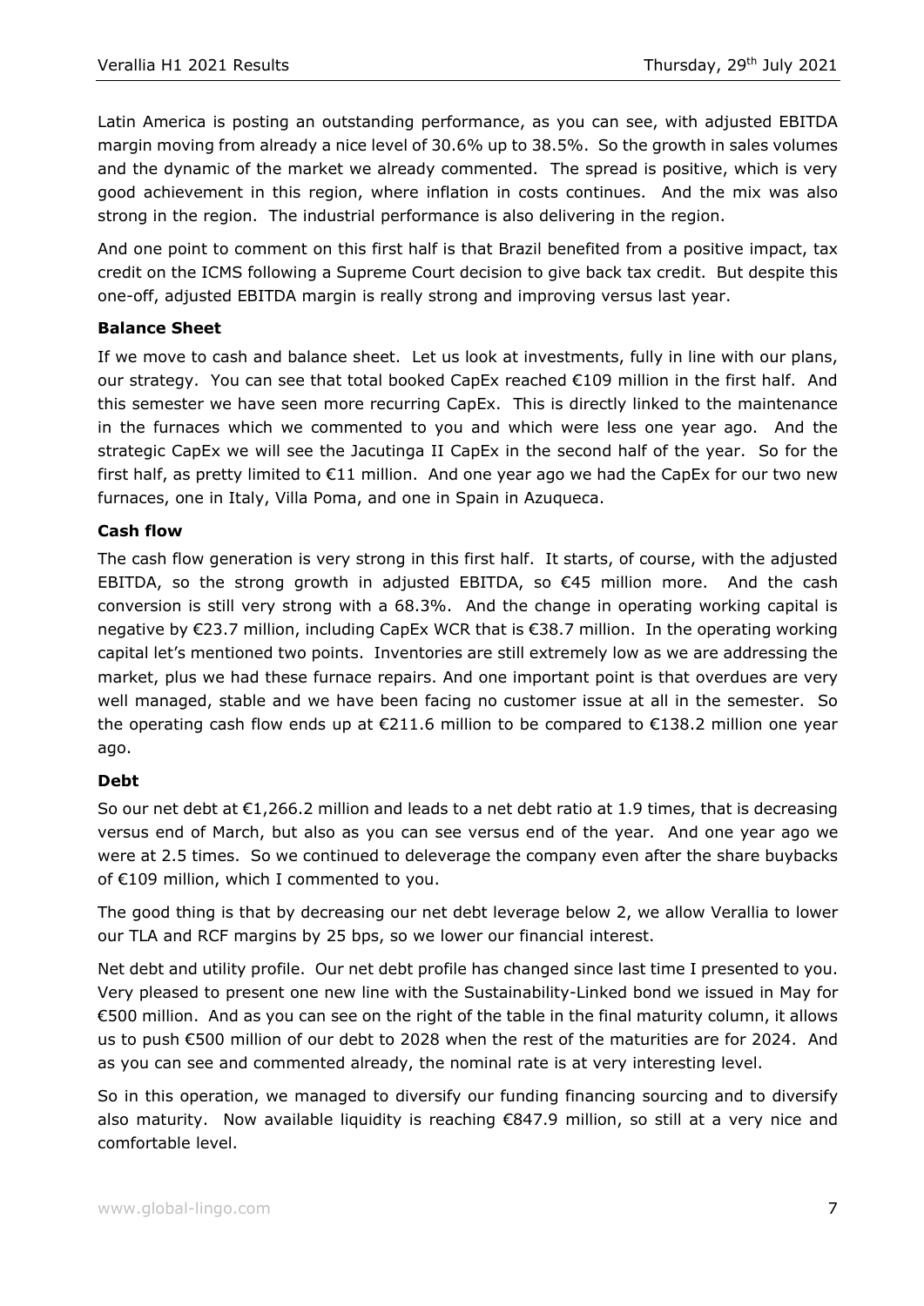Latin America is posting an outstanding performance, as you can see, with adjusted EBITDA margin moving from already a nice level of 30.6% up to 38.5%. So the growth in sales volumes and the dynamic of the market we already commented. The spread is positive, which is very good achievement in this region, where inflation in costs continues. And the mix was also strong in the region. The industrial performance is also delivering in the region.

And one point to comment on this first half is that Brazil benefited from a positive impact, tax credit on the ICMS following a Supreme Court decision to give back tax credit. But despite this one-off, adjusted EBITDA margin is really strong and improving versus last year.

**Balance Sheet**

If we move to cash and balance sheet. Let us look at investments, fully in line with our plans, our strategy. You can see that total booked CapEx reached €109 million in the first half. And this semester we have seen more recurring CapEx. This is directly linked to the maintenance in the furnaces which we commented to you and which were less one year ago. And the strategic CapEx we will see the Jacutinga II CapEx in the second half of the year. So for the first half, as pretty limited to €11 million. And one year ago we had the CapEx for our two new furnaces, one in Italy, Villa Poma, and one in Spain in Azuqueca.

**Cash flow**

The cash flow generation is very strong in this first half. It starts, of course, with the adjusted EBITDA, so the strong growth in adjusted EBITDA, so €45 million more. And the cash conversion is still very strong with a 68.3%. And the change in operating working capital is negative by €23.7 million, including CapEx WCR that is €38.7 million. In the operating working capital let's mentioned two points. Inventories are still extremely low as we are addressing the market, plus we had these furnace repairs. And one important point is that overdues are very well managed, stable and we have been facing no customer issue at all in the semester. So the operating cash flow ends up at €211.6 million to be compared to €138.2 million one year ago.

**Debt**

So our net debt at €1,266.2 million and leads to a net debt ratio at 1.9 times, that is decreasing versus end of March, but also as you can see versus end of the year. And one year ago we were at 2.5 times. So we continued to deleverage the company even after the share buybacks of €109 million, which I commented to you.

The good thing is that by decreasing our net debt leverage below 2, we allow Verallia to lower our TLA and RCF margins by 25 bps, so we lower our financial interest.

Net debt and utility profile. Our net debt profile has changed since last time I presented to you. Very pleased to present one new line with the Sustainability-Linked bond we issued in May for €500 million. And as you can see on the right of the table in the final maturity column, it allows us to push €500 million of our debt to 2028 when the rest of the maturities are for 2024. And as you can see and commented already, the nominal rate is at very interesting level.

So in this operation, we managed to diversify our funding financing sourcing and to diversify also maturity. Now available liquidity is reaching €847.9 million, so still at a very nice and comfortable level.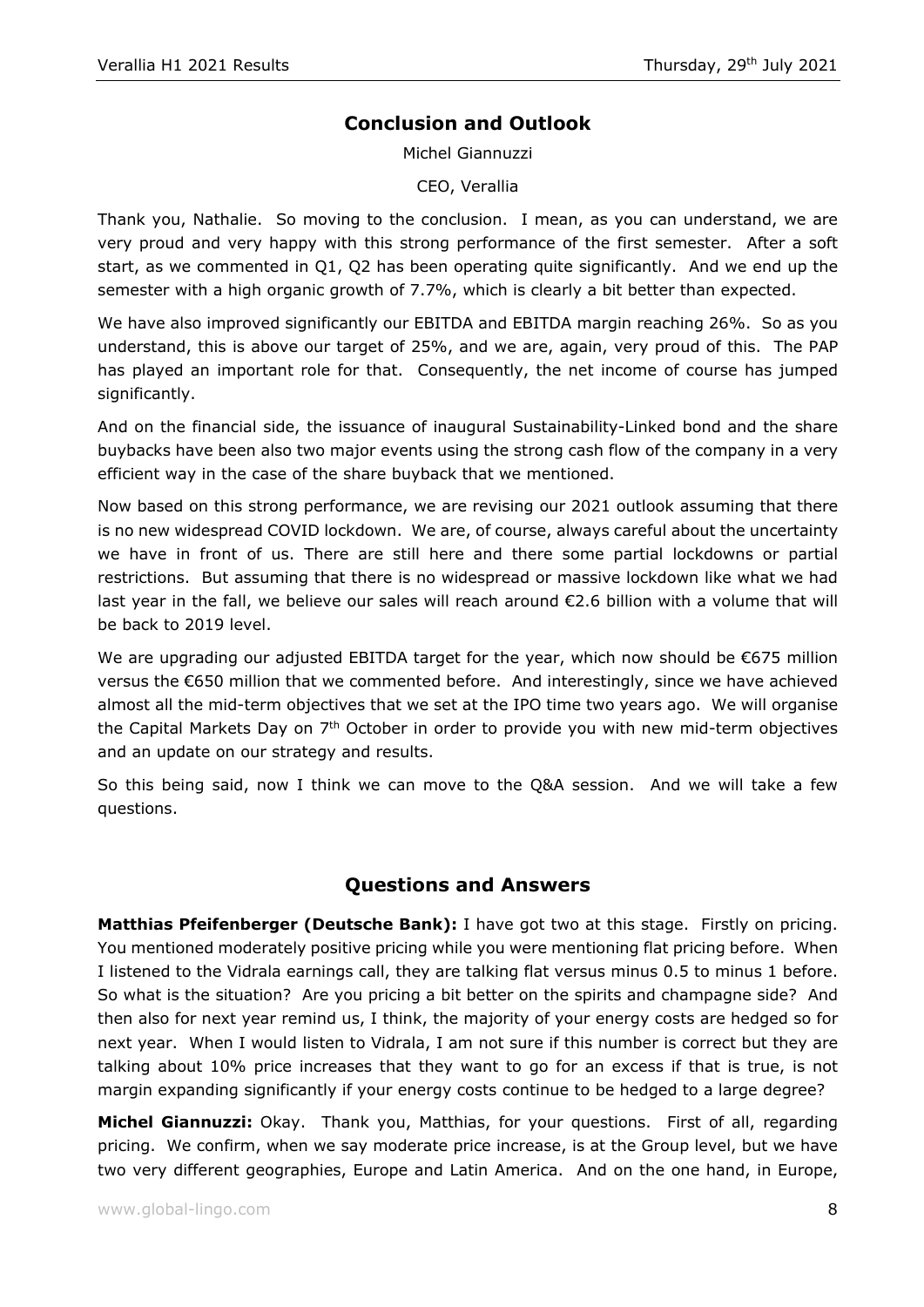## Conclusion and Outlook

Michel Giannuzzi

CEO, Verallia

Thank you, Nathalie. So moving to the conclusion. I mean, as you can understand, we are very proud and very happy with this strong performance of the first semester. After a soft start, as we commented in Q1, Q2 has been operating quite significantly. And we end up the semester with a high organic growth of 7.7%, which is clearly a bit better than expected.

We have also improved significantly our EBITDA and EBITDA margin reaching 26%. So as you understand, this is above our target of 25%, and we are, again, very proud of this. The PAP has played an important role for that. Consequently, the net income of course has jumped significantly.

And on the financial side, the issuance of inaugural Sustainability-Linked bond and the share buybacks have been also two major events using the strong cash flow of the company in a very efficient way in the case of the share buyback that we mentioned.

Now based on this strong performance, we are revising our 2021 outlook assuming that there is no new widespread COVID lockdown. We are, of course, always careful about the uncertainty we have in front of us. There are still here and there some partial lockdowns or partial restrictions. But assuming that there is no widespread or massive lockdown like what we had last year in the fall, we believe our sales will reach around €2.6 billion with a volume that will be back to 2019 level.

We are upgrading our adjusted EBITDA target for the year, which now should be €675 million versus the €650 million that we commented before. And interestingly, since we have achieved almost all the mid-term objectives that we set at the IPO time two years ago. We will organise the Capital Markets Day on 7th October in order to provide you with new mid-term objectives and an update on our strategy and results.

So this being said, now I think we can move to the Q&A session. And we will take a few questions.

## Questions and Answers

**Matthias Pfeifenberger (Deutsche Bank):** I have got two at this stage. Firstly on pricing. You mentioned moderately positive pricing while you were mentioning flat pricing before. When I listened to the Vidrala earnings call, they are talking flat versus minus 0.5 to minus 1 before. So what is the situation? Are you pricing a bit better on the spirits and champagne side? And then also for next year remind us, I think, the majority of your energy costs are hedged so for next year. When I would listen to Vidrala, I am not sure if this number is correct but they are talking about 10% price increases that they want to go for an excess if that is true, is not margin expanding significantly if your energy costs continue to be hedged to a large degree?

**Michel Giannuzzi:** Okay. Thank you, Matthias, for your questions. First of all, regarding pricing. We confirm, when we say moderate price increase, is at the Group level, but we have two very different geographies, Europe and Latin America. And on the one hand, in Europe,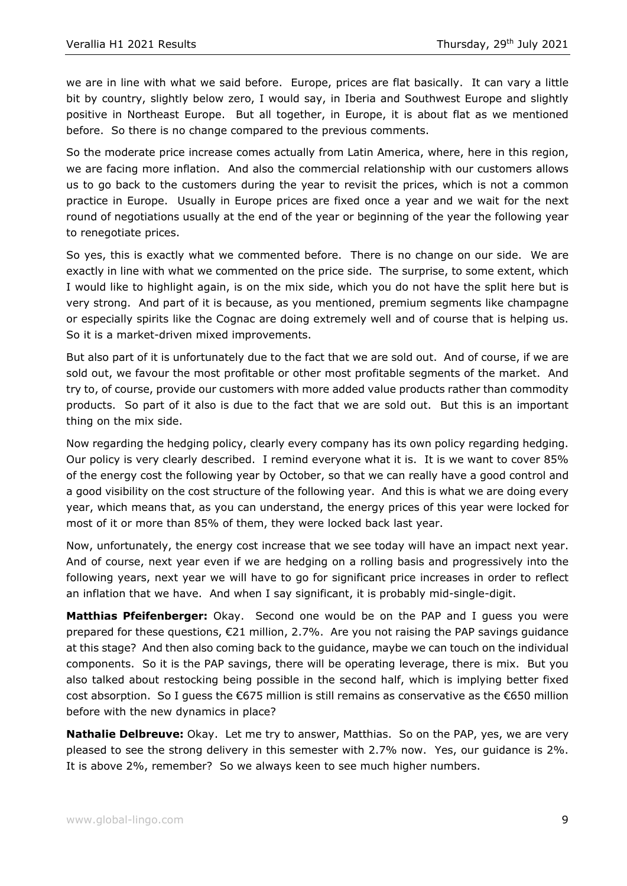we are in line with what we said before. Europe, prices are flat basically. It can vary a little bit by country, slightly below zero, I would say, in Iberia and Southwest Europe and slightly positive in Northeast Europe. But all together, in Europe, it is about flat as we mentioned before. So there is no change compared to the previous comments.

So the moderate price increase comes actually from Latin America, where, here in this region, we are facing more inflation. And also the commercial relationship with our customers allows us to go back to the customers during the year to revisit the prices, which is not a common practice in Europe. Usually in Europe prices are fixed once a year and we wait for the next round of negotiations usually at the end of the year or beginning of the year the following year to renegotiate prices.

So yes, this is exactly what we commented before. There is no change on our side. We are exactly in line with what we commented on the price side. The surprise, to some extent, which I would like to highlight again, is on the mix side, which you do not have the split here but is very strong. And part of it is because, as you mentioned, premium segments like champagne or especially spirits like the Cognac are doing extremely well and of course that is helping us. So it is a market-driven mixed improvements.

But also part of it is unfortunately due to the fact that we are sold out. And of course, if we are sold out, we favour the most profitable or other most profitable segments of the market. And try to, of course, provide our customers with more added value products rather than commodity products. So part of it also is due to the fact that we are sold out. But this is an important thing on the mix side.

Now regarding the hedging policy, clearly every company has its own policy regarding hedging. Our policy is very clearly described. I remind everyone what it is. It is we want to cover 85% of the energy cost the following year by October, so that we can really have a good control and a good visibility on the cost structure of the following year. And this is what we are doing every year, which means that, as you can understand, the energy prices of this year were locked for most of it or more than 85% of them, they were locked back last year.

Now, unfortunately, the energy cost increase that we see today will have an impact next year. And of course, next year even if we are hedging on a rolling basis and progressively into the following years, next year we will have to go for significant price increases in order to reflect an inflation that we have. And when I say significant, it is probably mid-single-digit.

**Matthias Pfeifenberger:** Okay. Second one would be on the PAP and I guess you were prepared for these questions, €21 million, 2.7%. Are you not raising the PAP savings guidance at this stage? And then also coming back to the guidance, maybe we can touch on the individual components. So it is the PAP savings, there will be operating leverage, there is mix. But you also talked about restocking being possible in the second half, which is implying better fixed cost absorption. So I guess the €675 million is still remains as conservative as the €650 million before with the new dynamics in place?

**Nathalie Delbreuve:** Okay. Let me try to answer, Matthias. So on the PAP, yes, we are very pleased to see the strong delivery in this semester with 2.7% now. Yes, our guidance is 2%. It is above 2%, remember? So we always keen to see much higher numbers.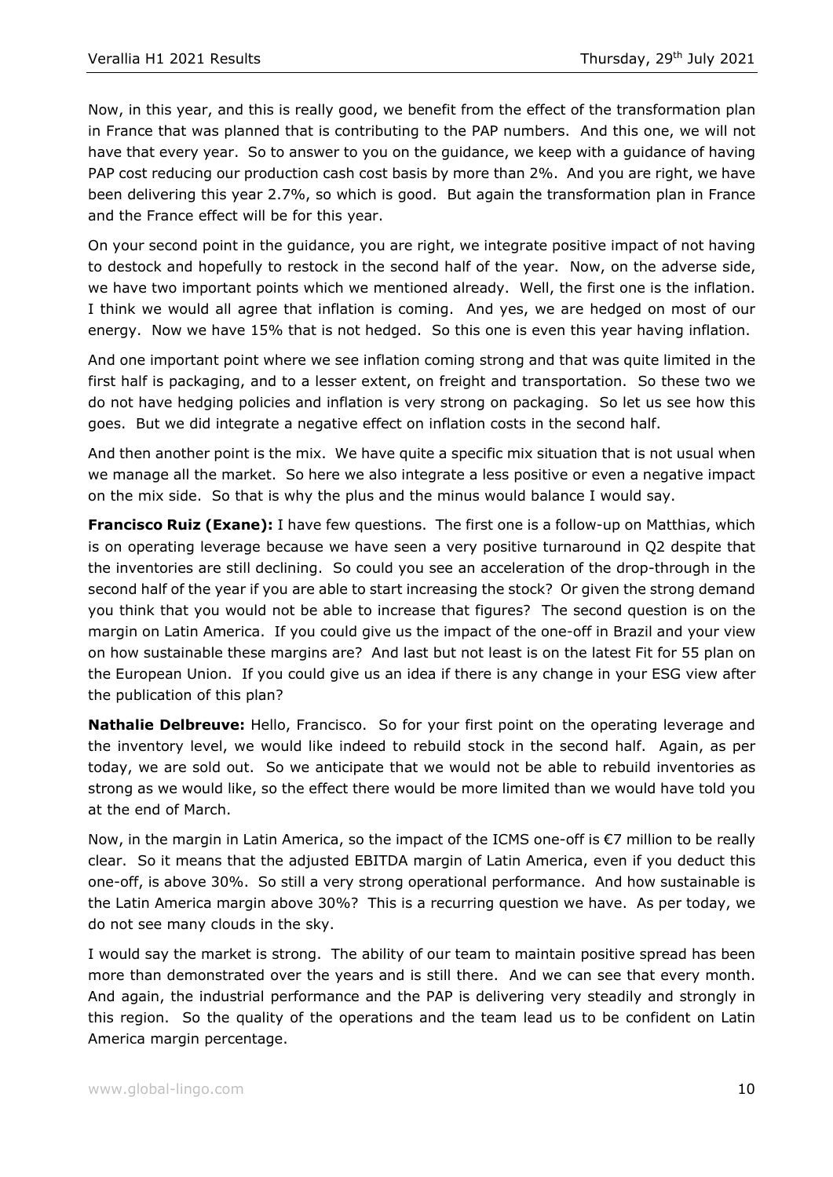Now, in this year, and this is really good, we benefit from the effect of the transformation plan in France that was planned that is contributing to the PAP numbers. And this one, we will not have that every year. So to answer to you on the guidance, we keep with a guidance of having PAP cost reducing our production cash cost basis by more than 2%. And you are right, we have been delivering this year 2.7%, so which is good. But again the transformation plan in France and the France effect will be for this year.

On your second point in the guidance, you are right, we integrate positive impact of not having to destock and hopefully to restock in the second half of the year. Now, on the adverse side, we have two important points which we mentioned already. Well, the first one is the inflation. I think we would all agree that inflation is coming. And yes, we are hedged on most of our energy. Now we have 15% that is not hedged. So this one is even this year having inflation.

And one important point where we see inflation coming strong and that was quite limited in the first half is packaging, and to a lesser extent, on freight and transportation. So these two we do not have hedging policies and inflation is very strong on packaging. So let us see how this goes. But we did integrate a negative effect on inflation costs in the second half.

And then another point is the mix. We have quite a specific mix situation that is not usual when we manage all the market. So here we also integrate a less positive or even a negative impact on the mix side. So that is why the plus and the minus would balance I would say.

**Francisco Ruiz (Exane):** I have few questions. The first one is a follow-up on Matthias, which is on operating leverage because we have seen a very positive turnaround in Q2 despite that the inventories are still declining. So could you see an acceleration of the drop-through in the second half of the year if you are able to start increasing the stock? Or given the strong demand you think that you would not be able to increase that figures? The second question is on the margin on Latin America. If you could give us the impact of the one-off in Brazil and your view on how sustainable these margins are? And last but not least is on the latest Fit for 55 plan on the European Union. If you could give us an idea if there is any change in your ESG view after the publication of this plan?

**Nathalie Delbreuve:** Hello, Francisco. So for your first point on the operating leverage and the inventory level, we would like indeed to rebuild stock in the second half. Again, as per today, we are sold out. So we anticipate that we would not be able to rebuild inventories as strong as we would like, so the effect there would be more limited than we would have told you at the end of March.

Now, in the margin in Latin America, so the impact of the ICMS one-off is €7 million to be really clear. So it means that the adjusted EBITDA margin of Latin America, even if you deduct this one-off, is above 30%. So still a very strong operational performance. And how sustainable is the Latin America margin above 30%? This is a recurring question we have. As per today, we do not see many clouds in the sky.

I would say the market is strong. The ability of our team to maintain positive spread has been more than demonstrated over the years and is still there. And we can see that every month. And again, the industrial performance and the PAP is delivering very steadily and strongly in this region. So the quality of the operations and the team lead us to be confident on Latin America margin percentage.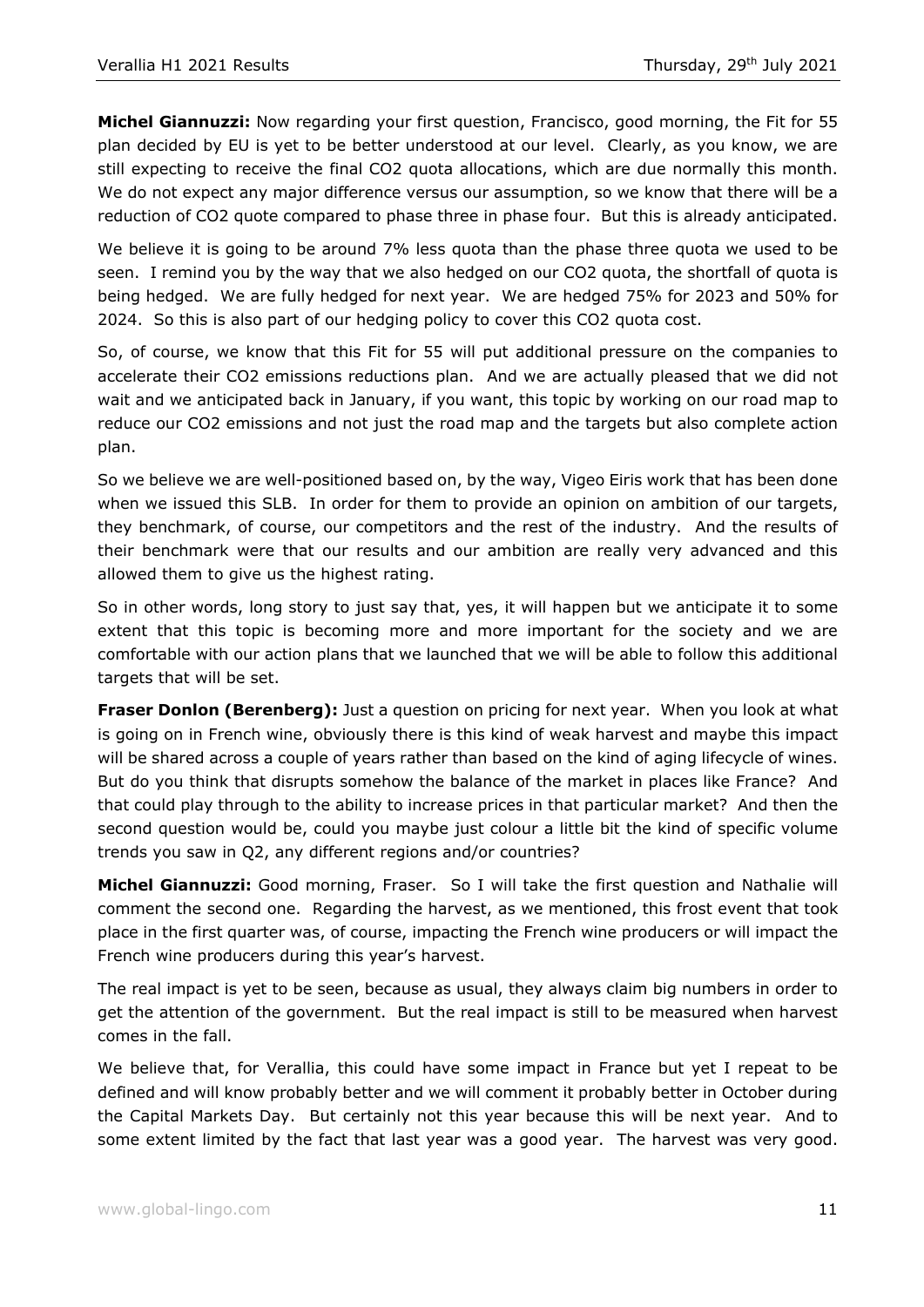**Michel Giannuzzi:** Now regarding your first question, Francisco, good morning, the Fit for 55 plan decided by EU is yet to be better understood at our level. Clearly, as you know, we are still expecting to receive the final $CO_2$ quota allocations, which are due normally this month. We do not expect any major difference versus our assumption, so we know that there will be a reduction of $CO_2$ quote compared to phase three in phase four. But this is already anticipated.

We believe it is going to be around 7% less quota than the phase three quota we used to be seen. I remind you by the way that we also hedged on our $CO_2$ quota, the shortfall of quota is being hedged. We are fully hedged for next year. We are hedged 75% for 2023 and 50% for 2024. So this is also part of our hedging policy to cover this $CO_2$ quota cost.

So, of course, we know that this Fit for 55 will put additional pressure on the companies to accelerate their $CO_2$ emissions reductions plan. And we are actually pleased that we did not wait and we anticipated back in January, if you want, this topic by working on our road map to reduce our $CO_2$ emissions and not just the road map and the targets but also complete action plan.

So we believe we are well-positioned based on, by the way, Vigeo Eiris work that has been done when we issued this SLB. In order for them to provide an opinion on ambition of our targets, they benchmark, of course, our competitors and the rest of the industry. And the results of their benchmark were that our results and our ambition are really very advanced and this allowed them to give us the highest rating.

So in other words, long story to just say that, yes, it will happen but we anticipate it to some extent that this topic is becoming more and more important for the society and we are comfortable with our action plans that we launched that we will be able to follow this additional targets that will be set.

**Fraser Donlon (Berenberg):** Just a question on pricing for next year. When you look at what is going on in French wine, obviously there is this kind of weak harvest and maybe this impact will be shared across a couple of years rather than based on the kind of aging lifecycle of wines. But do you think that disrupts somehow the balance of the market in places like France? And that could play through to the ability to increase prices in that particular market? And then the second question would be, could you maybe just colour a little bit the kind of specific volume trends you saw in Q2, any different regions and/or countries?

**Michel Giannuzzi:** Good morning, Fraser. So I will take the first question and Nathalie will comment the second one. Regarding the harvest, as we mentioned, this frost event that took place in the first quarter was, of course, impacting the French wine producers or will impact the French wine producers during this year's harvest.

The real impact is yet to be seen, because as usual, they always claim big numbers in order to get the attention of the government. But the real impact is still to be measured when harvest comes in the fall.

We believe that, for Verallia, this could have some impact in France but yet I repeat to be defined and will know probably better and we will comment it probably better in October during the Capital Markets Day. But certainly not this year because this will be next year. And to some extent limited by the fact that last year was a good year. The harvest was very good.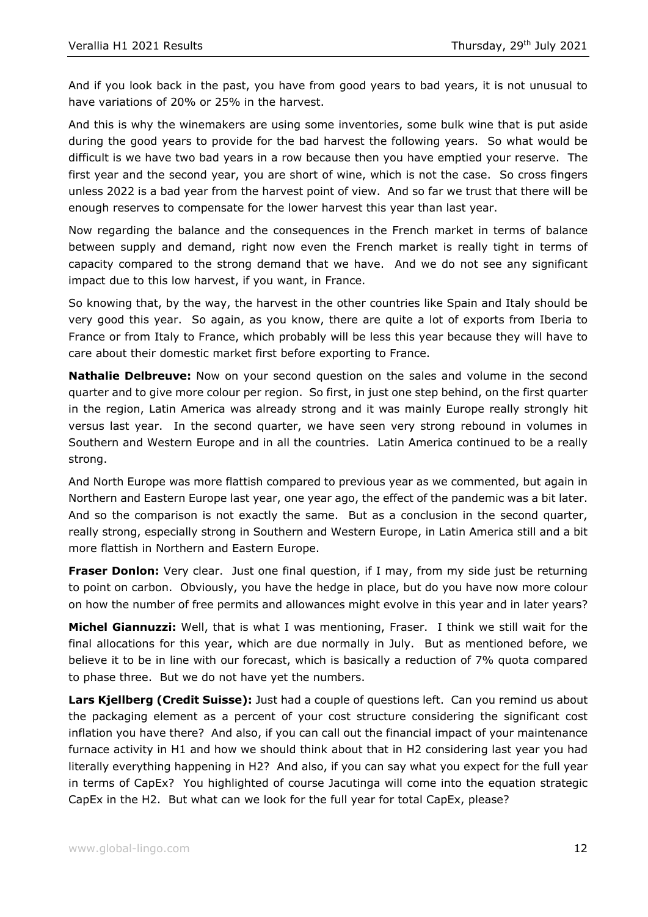And if you look back in the past, you have from good years to bad years, it is not unusual to have variations of 20% or 25% in the harvest.

And this is why the winemakers are using some inventories, some bulk wine that is put aside during the good years to provide for the bad harvest the following years. So what would be difficult is we have two bad years in a row because then you have emptied your reserve. The first year and the second year, you are short of wine, which is not the case. So cross fingers unless 2022 is a bad year from the harvest point of view. And so far we trust that there will be enough reserves to compensate for the lower harvest this year than last year.

Now regarding the balance and the consequences in the French market in terms of balance between supply and demand, right now even the French market is really tight in terms of capacity compared to the strong demand that we have. And we do not see any significant impact due to this low harvest, if you want, in France.

So knowing that, by the way, the harvest in the other countries like Spain and Italy should be very good this year. So again, as you know, there are quite a lot of exports from Iberia to France or from Italy to France, which probably will be less this year because they will have to care about their domestic market first before exporting to France.

**Nathalie Delbreuve:** Now on your second question on the sales and volume in the second quarter and to give more colour per region. So first, in just one step behind, on the first quarter in the region, Latin America was already strong and it was mainly Europe really strongly hit versus last year. In the second quarter, we have seen very strong rebound in volumes in Southern and Western Europe and in all the countries. Latin America continued to be a really strong.

And North Europe was more flattish compared to previous year as we commented, but again in Northern and Eastern Europe last year, one year ago, the effect of the pandemic was a bit later. And so the comparison is not exactly the same. But as a conclusion in the second quarter, really strong, especially strong in Southern and Western Europe, in Latin America still and a bit more flattish in Northern and Eastern Europe.

**Fraser Donlon:** Very clear. Just one final question, if I may, from my side just be returning to point on carbon. Obviously, you have the hedge in place, but do you have now more colour on how the number of free permits and allowances might evolve in this year and in later years?

**Michel Giannuzzi:** Well, that is what I was mentioning, Fraser. I think we still wait for the final allocations for this year, which are due normally in July. But as mentioned before, we believe it to be in line with our forecast, which is basically a reduction of 7% quota compared to phase three. But we do not have yet the numbers.

**Lars Kjellberg (Credit Suisse):** Just had a couple of questions left. Can you remind us about the packaging element as a percent of your cost structure considering the significant cost inflation you have there? And also, if you can call out the financial impact of your maintenance furnace activity in H1 and how we should think about that in H2 considering last year you had literally everything happening in H2? And also, if you can say what you expect for the full year in terms of CapEx? You highlighted of course Jacutinga will come into the equation strategic CapEx in the H2. But what can we look for the full year for total CapEx, please?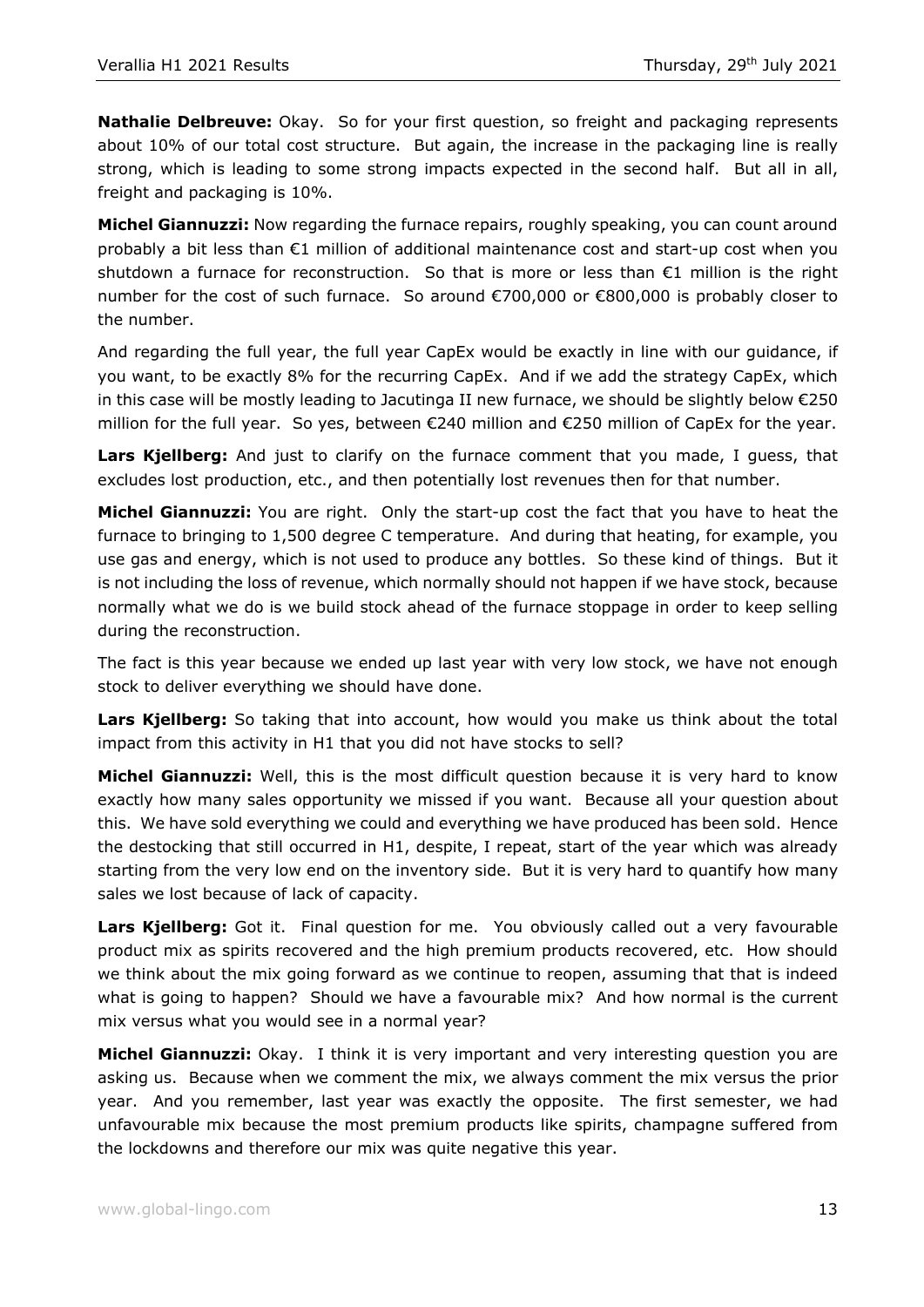**Nathalie Delbreuve:** Okay. So for your first question, so freight and packaging represents about 10% of our total cost structure. But again, the increase in the packaging line is really strong, which is leading to some strong impacts expected in the second half. But all in all, freight and packaging is 10%.

**Michel Giannuzzi:** Now regarding the furnace repairs, roughly speaking, you can count around probably a bit less than €1 million of additional maintenance cost and start-up cost when you shutdown a furnace for reconstruction. So that is more or less than €1 million is the right number for the cost of such furnace. So around €700,000 or €800,000 is probably closer to the number.

And regarding the full year, the full year CapEx would be exactly in line with our guidance, if you want, to be exactly 8% for the recurring CapEx. And if we add the strategy CapEx, which in this case will be mostly leading to Jacutinga II new furnace, we should be slightly below €250 million for the full year. So yes, between €240 million and €250 million of CapEx for the year.

**Lars Kjellberg:** And just to clarify on the furnace comment that you made, I guess, that excludes lost production, etc., and then potentially lost revenues then for that number.

**Michel Giannuzzi:** You are right. Only the start-up cost the fact that you have to heat the furnace to bringing to 1,500 degree C temperature. And during that heating, for example, you use gas and energy, which is not used to produce any bottles. So these kind of things. But it is not including the loss of revenue, which normally should not happen if we have stock, because normally what we do is we build stock ahead of the furnace stoppage in order to keep selling during the reconstruction.

The fact is this year because we ended up last year with very low stock, we have not enough stock to deliver everything we should have done.

**Lars Kjellberg:** So taking that into account, how would you make us think about the total impact from this activity in H1 that you did not have stocks to sell?

**Michel Giannuzzi:** Well, this is the most difficult question because it is very hard to know exactly how many sales opportunity we missed if you want. Because all your question about this. We have sold everything we could and everything we have produced has been sold. Hence the destocking that still occurred in H1, despite, I repeat, start of the year which was already starting from the very low end on the inventory side. But it is very hard to quantify how many sales we lost because of lack of capacity.

**Lars Kjellberg:** Got it. Final question for me. You obviously called out a very favourable product mix as spirits recovered and the high premium products recovered, etc. How should we think about the mix going forward as we continue to reopen, assuming that that is indeed what is going to happen? Should we have a favourable mix? And how normal is the current mix versus what you would see in a normal year?

**Michel Giannuzzi:** Okay. I think it is very important and very interesting question you are asking us. Because when we comment the mix, we always comment the mix versus the prior year. And you remember, last year was exactly the opposite. The first semester, we had unfavourable mix because the most premium products like spirits, champagne suffered from the lockdowns and therefore our mix was quite negative this year.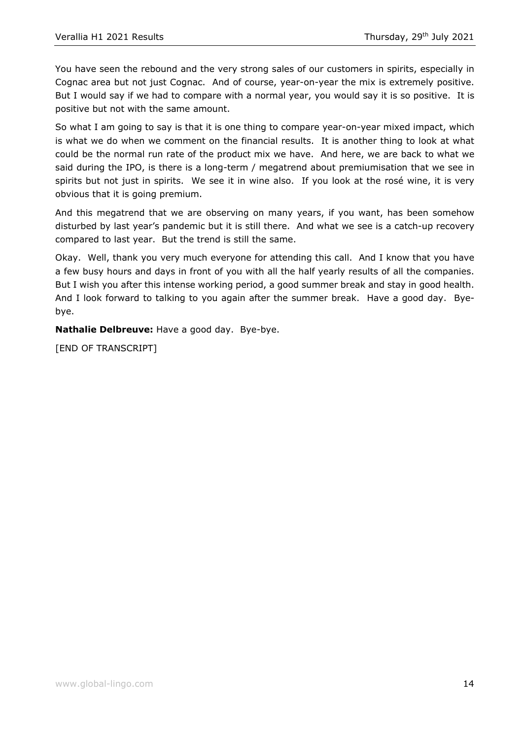You have seen the rebound and the very strong sales of our customers in spirits, especially in Cognac area but not just Cognac. And of course, year-on-year the mix is extremely positive. But I would say if we had to compare with a normal year, you would say it is so positive. It is positive but not with the same amount.

So what I am going to say is that it is one thing to compare year-on-year mixed impact, which is what we do when we comment on the financial results. It is another thing to look at what could be the normal run rate of the product mix we have. And here, we are back to what we said during the IPO, is there is a long-term / megatrend about premiumisation that we see in spirits but not just in spirits. We see it in wine also. If you look at the rosé wine, it is very obvious that it is going premium.

And this megatrend that we are observing on many years, if you want, has been somehow disturbed by last year's pandemic but it is still there. And what we see is a catch-up recovery compared to last year. But the trend is still the same.

Okay. Well, thank you very much everyone for attending this call. And I know that you have a few busy hours and days in front of you with all the half yearly results of all the companies. But I wish you after this intense working period, a good summer break and stay in good health. And I look forward to talking to you again after the summer break. Have a good day. Bye-bye.

**Nathalie Delbreuve:** Have a good day. Bye-bye.

[END OF TRANSCRIPT]